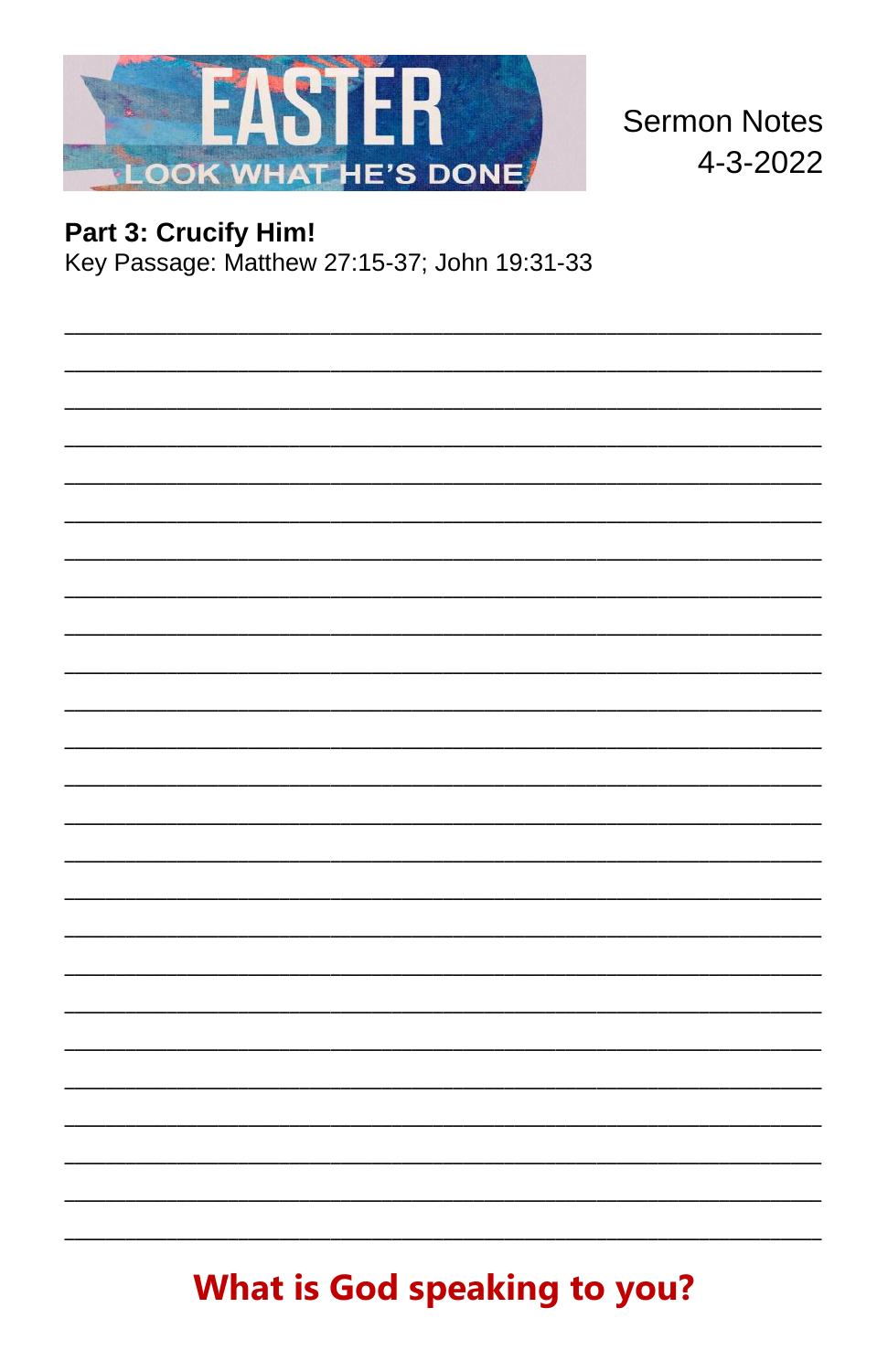EASTER

LOOK WHAT HE'S DONE

Sermon Notes
4-3-2022

**Part 3: Crucify Him!**
Key Passage: Matthew 27:15-37; John 19:31-33

______________________________________________________________________

______________________________________________________________________

______________________________________________________________________

______________________________________________________________________

______________________________________________________________________

______________________________________________________________________

______________________________________________________________________

______________________________________________________________________

______________________________________________________________________

______________________________________________________________________

______________________________________________________________________

______________________________________________________________________

______________________________________________________________________

______________________________________________________________________

______________________________________________________________________

______________________________________________________________________

______________________________________________________________________

______________________________________________________________________

______________________________________________________________________

______________________________________________________________________

______________________________________________________________________

______________________________________________________________________

______________________________________________________________________

______________________________________________________________________

______________________________________________________________________

**What is God speaking to you?**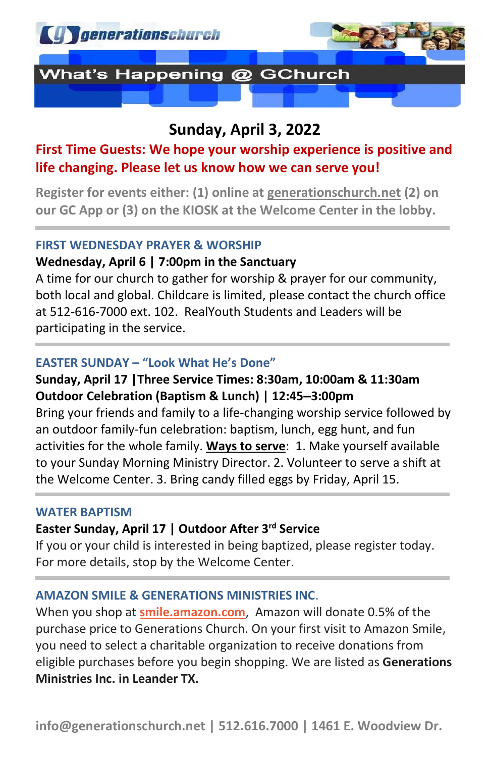generationschurch

# What's Happening @ GChurch

## Sunday, April 3, 2022

**First Time Guests: We hope your worship experience is positive and life changing. Please let us know how we can serve you!**

**Register for events either: (1) online at generationschurch.net (2) on our GC App or (3) on the KIOSK at the Welcome Center in the lobby.**

---

### FIRST WEDNESDAY PRAYER & WORSHIP

**Wednesday, April 6 | 7:00pm in the Sanctuary**

A time for our church to gather for worship & prayer for our community, both local and global. Childcare is limited, please contact the church office at 512-616-7000 ext. 102. RealYouth Students and Leaders will be participating in the service.

---

### EASTER SUNDAY – "Look What He's Done"

**Sunday, April 17 |Three Service Times: 8:30am, 10:00am & 11:30am**
**Outdoor Celebration (Baptism & Lunch) | 12:45–3:00pm**

Bring your friends and family to a life-changing worship service followed by an outdoor family-fun celebration: baptism, lunch, egg hunt, and fun activities for the whole family. **Ways to serve**: 1. Make yourself available to your Sunday Morning Ministry Director. 2. Volunteer to serve a shift at the Welcome Center. 3. Bring candy filled eggs by Friday, April 15.

---

### WATER BAPTISM

**Easter Sunday, April 17 | Outdoor After 3rd Service**

If you or your child is interested in being baptized, please register today. For more details, stop by the Welcome Center.

---

### AMAZON SMILE & GENERATIONS MINISTRIES INC.

When you shop at **smile.amazon.com**, Amazon will donate 0.5% of the purchase price to Generations Church. On your first visit to Amazon Smile, you need to select a charitable organization to receive donations from eligible purchases before you begin shopping. We are listed as **Generations Ministries Inc. in Leander TX.**

**info@generationschurch.net | 512.616.7000 | 1461 E. Woodview Dr.**